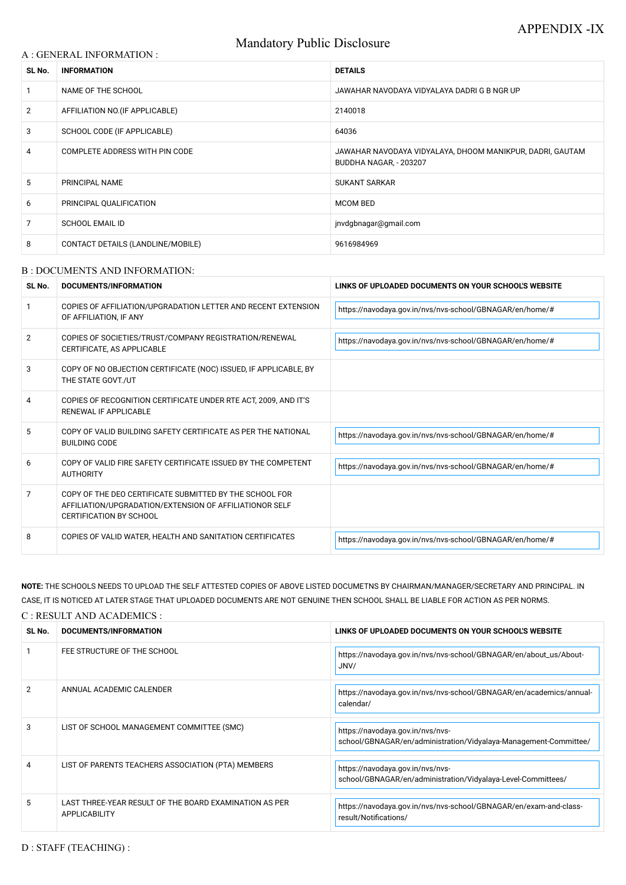APPENDIX -IX

# Mandatory Public Disclosure

## A : GENERAL INFORMATION :

| SL No. | INFORMATION | DETAILS |
|---|---|---|
| 1 | NAME OF THE SCHOOL | JAWAHAR NAVODAYA VIDYALAYA DADRI G B NGR UP |
| 2 | AFFILIATION NO.(IF APPLICABLE) | 2140018 |
| 3 | SCHOOL CODE (IF APPLICABLE) | 64036 |
| 4 | COMPLETE ADDRESS WITH PIN CODE | JAWAHAR NAVODAYA VIDYALAYA, DHOOM MANIKPUR, DADRI, GAUTAM BUDDHA NAGAR, - 203207 |
| 5 | PRINCIPAL NAME | SUKANT SARKAR |
| 6 | PRINCIPAL QUALIFICATION | MCOM BED |
| 7 | SCHOOL EMAIL ID | jnvdgbnagar@gmail.com |
| 8 | CONTACT DETAILS (LANDLINE/MOBILE) | 9616984969 |

## B : DOCUMENTS AND INFORMATION:

| SL No. | DOCUMENTS/INFORMATION | LINKS OF UPLOADED DOCUMENTS ON YOUR SCHOOL'S WEBSITE |
|---|---|---|
| 1 | COPIES OF AFFILIATION/UPGRADATION LETTER AND RECENT EXTENSION OF AFFILIATION, IF ANY | https://navodaya.gov.in/nvs/nvs-school/GBNAGAR/en/home/# |
| 2 | COPIES OF SOCIETIES/TRUST/COMPANY REGISTRATION/RENEWAL CERTIFICATE, AS APPLICABLE | https://navodaya.gov.in/nvs/nvs-school/GBNAGAR/en/home/# |
| 3 | COPY OF NO OBJECTION CERTIFICATE (NOC) ISSUED, IF APPLICABLE, BY THE STATE GOVT./UT | |
| 4 | COPIES OF RECOGNITION CERTIFICATE UNDER RTE ACT, 2009, AND IT'S RENEWAL IF APPLICABLE | |
| 5 | COPY OF VALID BUILDING SAFETY CERTIFICATE AS PER THE NATIONAL BUILDING CODE | https://navodaya.gov.in/nvs/nvs-school/GBNAGAR/en/home/# |
| 6 | COPY OF VALID FIRE SAFETY CERTIFICATE ISSUED BY THE COMPETENT AUTHORITY | https://navodaya.gov.in/nvs/nvs-school/GBNAGAR/en/home/# |
| 7 | COPY OF THE DEO CERTIFICATE SUBMITTED BY THE SCHOOL FOR AFFILIATION/UPGRADATION/EXTENSION OF AFFILIATIONOR SELF CERTIFICATION BY SCHOOL | |
| 8 | COPIES OF VALID WATER, HEALTH AND SANITATION CERTIFICATES | https://navodaya.gov.in/nvs/nvs-school/GBNAGAR/en/home/# |

**NOTE:** THE SCHOOLS NEEDS TO UPLOAD THE SELF ATTESTED COPIES OF ABOVE LISTED DOCUMETNS BY CHAIRMAN/MANAGER/SECRETARY AND PRINCIPAL. IN CASE, IT IS NOTICED AT LATER STAGE THAT UPLOADED DOCUMENTS ARE NOT GENUINE THEN SCHOOL SHALL BE LIABLE FOR ACTION AS PER NORMS.

## C : RESULT AND ACADEMICS :

| SL No. | DOCUMENTS/INFORMATION | LINKS OF UPLOADED DOCUMENTS ON YOUR SCHOOL'S WEBSITE |
|---|---|---|
| 1 | FEE STRUCTURE OF THE SCHOOL | https://navodaya.gov.in/nvs/nvs-school/GBNAGAR/en/about_us/About-JNV/ |
| 2 | ANNUAL ACADEMIC CALENDER | https://navodaya.gov.in/nvs/nvs-school/GBNAGAR/en/academics/annual-calendar/ |
| 3 | LIST OF SCHOOL MANAGEMENT COMMITTEE (SMC) | https://navodaya.gov.in/nvs/nvs-school/GBNAGAR/en/administration/Vidyalaya-Management-Committee/ |
| 4 | LIST OF PARENTS TEACHERS ASSOCIATION (PTA) MEMBERS | https://navodaya.gov.in/nvs/nvs-school/GBNAGAR/en/administration/Vidyalaya-Level-Committees/ |
| 5 | LAST THREE-YEAR RESULT OF THE BOARD EXAMINATION AS PER APPLICABILITY | https://navodaya.gov.in/nvs/nvs-school/GBNAGAR/en/exam-and-class-result/Notifications/ |

## D : STAFF (TEACHING) :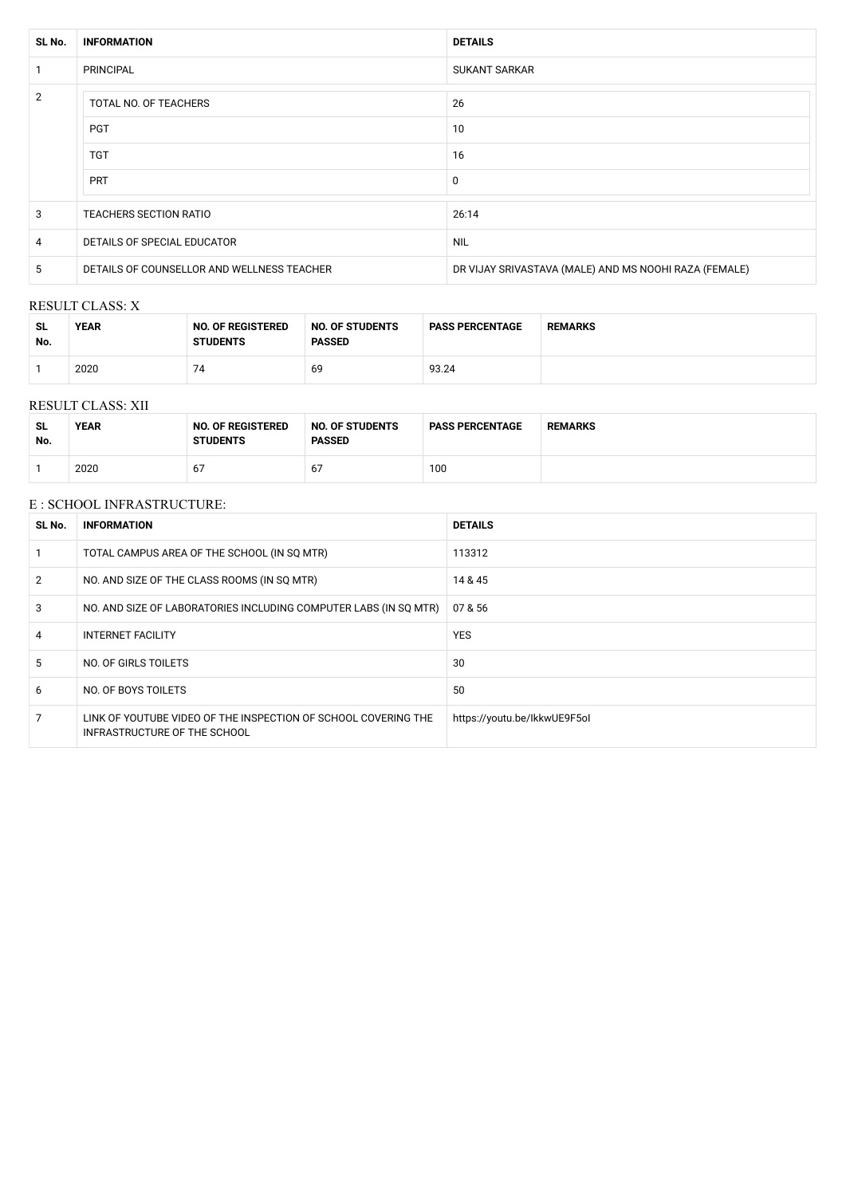| SL No. | INFORMATION | DETAILS |
| --- | --- | --- |
| 1 | PRINCIPAL | SUKANT SARKAR |
| 2 | TOTAL NO. OF TEACHERS | 26 |
| | PGT | 10 |
| | TGT | 16 |
| | PRT | 0 |
| 3 | TEACHERS SECTION RATIO | 26:14 |
| 4 | DETAILS OF SPECIAL EDUCATOR | NIL |
| 5 | DETAILS OF COUNSELLOR AND WELLNESS TEACHER | DR VIJAY SRIVASTAVA (MALE) AND MS NOOHI RAZA (FEMALE) |

RESULT CLASS: X

| SL No. | YEAR | NO. OF REGISTERED STUDENTS | NO. OF STUDENTS PASSED | PASS PERCENTAGE | REMARKS |
| --- | --- | --- | --- | --- | --- |
| 1 | 2020 | 74 | 69 | 93.24 | |

RESULT CLASS: XII

| SL No. | YEAR | NO. OF REGISTERED STUDENTS | NO. OF STUDENTS PASSED | PASS PERCENTAGE | REMARKS |
| --- | --- | --- | --- | --- | --- |
| 1 | 2020 | 67 | 67 | 100 | |

E : SCHOOL INFRASTRUCTURE:

| SL No. | INFORMATION | DETAILS |
| --- | --- | --- |
| 1 | TOTAL CAMPUS AREA OF THE SCHOOL (IN SQ MTR) | 113312 |
| 2 | NO. AND SIZE OF THE CLASS ROOMS (IN SQ MTR) | 14 & 45 |
| 3 | NO. AND SIZE OF LABORATORIES INCLUDING COMPUTER LABS (IN SQ MTR) | 07 & 56 |
| 4 | INTERNET FACILITY | YES |
| 5 | NO. OF GIRLS TOILETS | 30 |
| 6 | NO. OF BOYS TOILETS | 50 |
| 7 | LINK OF YOUTUBE VIDEO OF THE INSPECTION OF SCHOOL COVERING THE INFRASTRUCTURE OF THE SCHOOL | https://youtu.be/IkkwUE9F5oI |